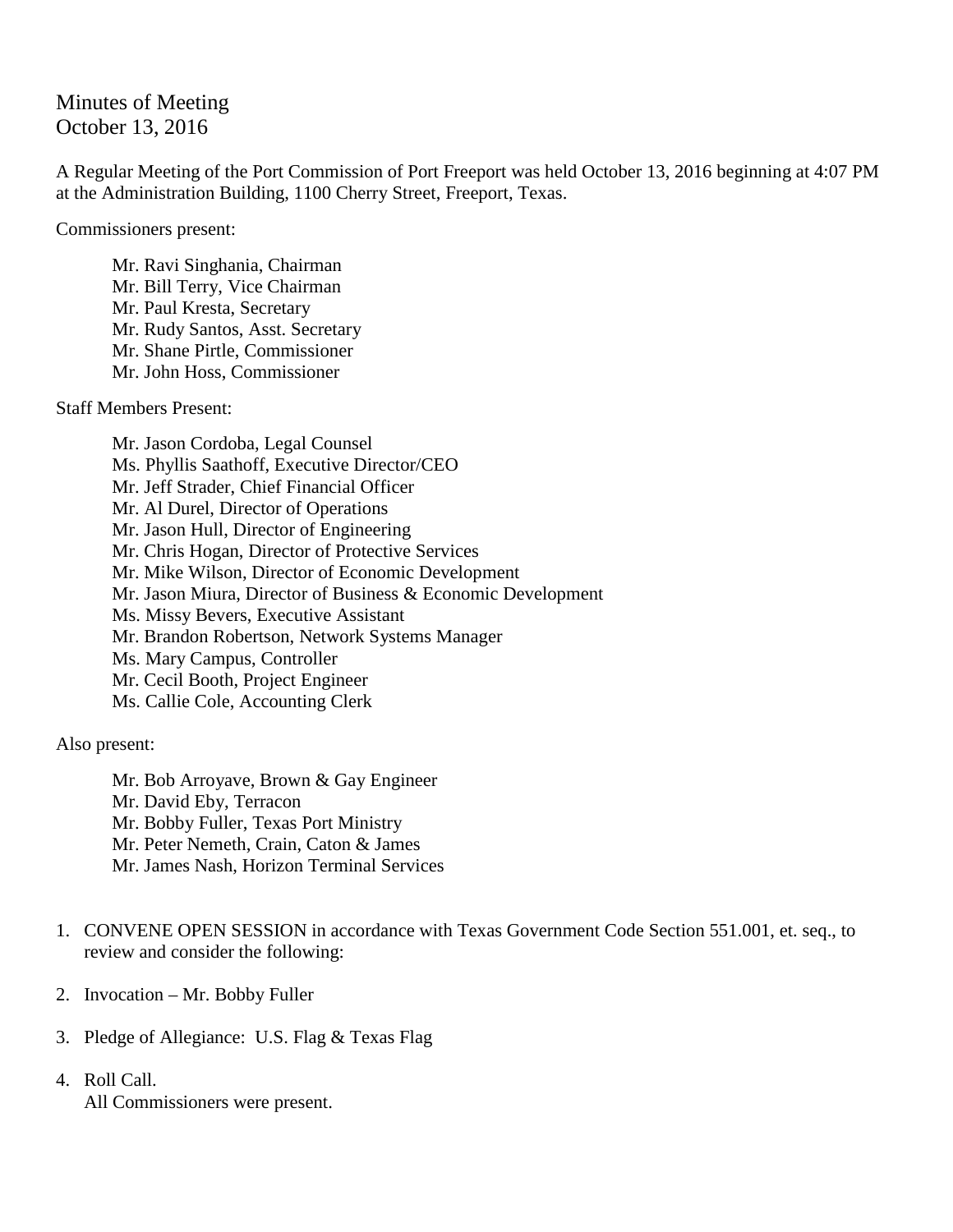# Minutes of Meeting
October 13, 2016

A Regular Meeting of the Port Commission of Port Freeport was held October 13, 2016 beginning at 4:07 PM at the Administration Building, 1100 Cherry Street, Freeport, Texas.

Commissioners present:

- Mr. Ravi Singhania, Chairman
- Mr. Bill Terry, Vice Chairman
- Mr. Paul Kresta, Secretary
- Mr. Rudy Santos, Asst. Secretary
- Mr. Shane Pirtle, Commissioner
- Mr. John Hoss, Commissioner

Staff Members Present:

- Mr. Jason Cordoba, Legal Counsel
- Ms. Phyllis Saathoff, Executive Director/CEO
- Mr. Jeff Strader, Chief Financial Officer
- Mr. Al Durel, Director of Operations
- Mr. Jason Hull, Director of Engineering
- Mr. Chris Hogan, Director of Protective Services
- Mr. Mike Wilson, Director of Economic Development
- Mr. Jason Miura, Director of Business & Economic Development
- Ms. Missy Bevers, Executive Assistant
- Mr. Brandon Robertson, Network Systems Manager
- Ms. Mary Campus, Controller
- Mr. Cecil Booth, Project Engineer
- Ms. Callie Cole, Accounting Clerk

Also present:

- Mr. Bob Arroyave, Brown & Gay Engineer
- Mr. David Eby, Terracon
- Mr. Bobby Fuller, Texas Port Ministry
- Mr. Peter Nemeth, Crain, Caton & James
- Mr. James Nash, Horizon Terminal Services

1. CONVENE OPEN SESSION in accordance with Texas Government Code Section 551.001, et. seq., to review and consider the following:

2. Invocation – Mr. Bobby Fuller

3. Pledge of Allegiance: U.S. Flag & Texas Flag

4. Roll Call.
   All Commissioners were present.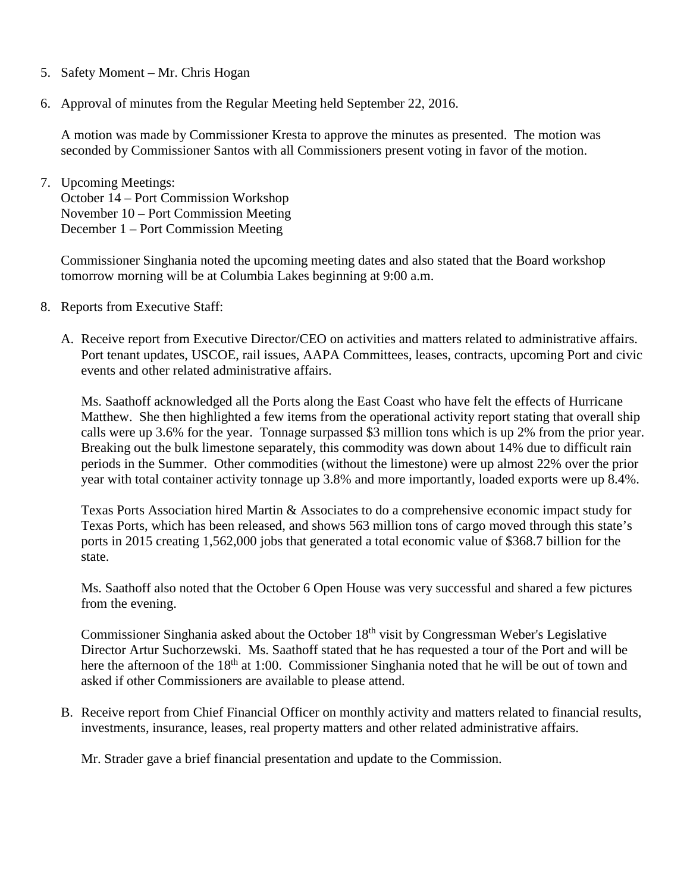5. Safety Moment – Mr. Chris Hogan

6. Approval of minutes from the Regular Meeting held September 22, 2016.

   A motion was made by Commissioner Kresta to approve the minutes as presented. The motion was seconded by Commissioner Santos with all Commissioners present voting in favor of the motion.

7. Upcoming Meetings:
   October 14 – Port Commission Workshop
   November 10 – Port Commission Meeting
   December 1 – Port Commission Meeting

   Commissioner Singhania noted the upcoming meeting dates and also stated that the Board workshop tomorrow morning will be at Columbia Lakes beginning at 9:00 a.m.

8. Reports from Executive Staff:

   A. Receive report from Executive Director/CEO on activities and matters related to administrative affairs. Port tenant updates, USCOE, rail issues, AAPA Committees, leases, contracts, upcoming Port and civic events and other related administrative affairs.

      Ms. Saathoff acknowledged all the Ports along the East Coast who have felt the effects of Hurricane Matthew. She then highlighted a few items from the operational activity report stating that overall ship calls were up 3.6% for the year. Tonnage surpassed $3 million tons which is up 2% from the prior year. Breaking out the bulk limestone separately, this commodity was down about 14% due to difficult rain periods in the Summer. Other commodities (without the limestone) were up almost 22% over the prior year with total container activity tonnage up 3.8% and more importantly, loaded exports were up 8.4%.

      Texas Ports Association hired Martin & Associates to do a comprehensive economic impact study for Texas Ports, which has been released, and shows 563 million tons of cargo moved through this state's ports in 2015 creating 1,562,000 jobs that generated a total economic value of $368.7 billion for the state.

      Ms. Saathoff also noted that the October 6 Open House was very successful and shared a few pictures from the evening.

      Commissioner Singhania asked about the October 18th visit by Congressman Weber's Legislative Director Artur Suchorzewski. Ms. Saathoff stated that he has requested a tour of the Port and will be here the afternoon of the 18th at 1:00. Commissioner Singhania noted that he will be out of town and asked if other Commissioners are available to please attend.

   B. Receive report from Chief Financial Officer on monthly activity and matters related to financial results, investments, insurance, leases, real property matters and other related administrative affairs.

      Mr. Strader gave a brief financial presentation and update to the Commission.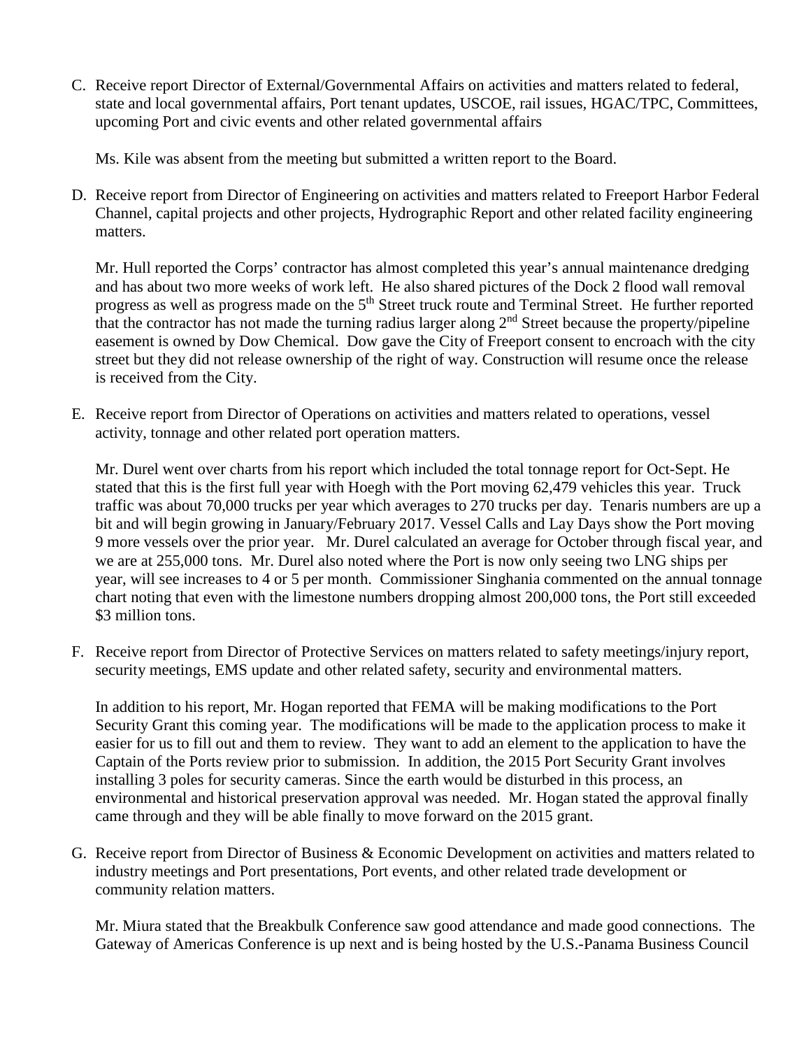C. Receive report Director of External/Governmental Affairs on activities and matters related to federal, state and local governmental affairs, Port tenant updates, USCOE, rail issues, HGAC/TPC, Committees, upcoming Port and civic events and other related governmental affairs

   Ms. Kile was absent from the meeting but submitted a written report to the Board.

D. Receive report from Director of Engineering on activities and matters related to Freeport Harbor Federal Channel, capital projects and other projects, Hydrographic Report and other related facility engineering matters.

   Mr. Hull reported the Corps' contractor has almost completed this year's annual maintenance dredging and has about two more weeks of work left. He also shared pictures of the Dock 2 flood wall removal progress as well as progress made on the 5th Street truck route and Terminal Street. He further reported that the contractor has not made the turning radius larger along 2nd Street because the property/pipeline easement is owned by Dow Chemical. Dow gave the City of Freeport consent to encroach with the city street but they did not release ownership of the right of way. Construction will resume once the release is received from the City.

E. Receive report from Director of Operations on activities and matters related to operations, vessel activity, tonnage and other related port operation matters.

   Mr. Durel went over charts from his report which included the total tonnage report for Oct-Sept. He stated that this is the first full year with Hoegh with the Port moving 62,479 vehicles this year. Truck traffic was about 70,000 trucks per year which averages to 270 trucks per day. Tenaris numbers are up a bit and will begin growing in January/February 2017. Vessel Calls and Lay Days show the Port moving 9 more vessels over the prior year. Mr. Durel calculated an average for October through fiscal year, and we are at 255,000 tons. Mr. Durel also noted where the Port is now only seeing two LNG ships per year, will see increases to 4 or 5 per month. Commissioner Singhania commented on the annual tonnage chart noting that even with the limestone numbers dropping almost 200,000 tons, the Port still exceeded $3 million tons.

F. Receive report from Director of Protective Services on matters related to safety meetings/injury report, security meetings, EMS update and other related safety, security and environmental matters.

   In addition to his report, Mr. Hogan reported that FEMA will be making modifications to the Port Security Grant this coming year. The modifications will be made to the application process to make it easier for us to fill out and them to review. They want to add an element to the application to have the Captain of the Ports review prior to submission. In addition, the 2015 Port Security Grant involves installing 3 poles for security cameras. Since the earth would be disturbed in this process, an environmental and historical preservation approval was needed. Mr. Hogan stated the approval finally came through and they will be able finally to move forward on the 2015 grant.

G. Receive report from Director of Business & Economic Development on activities and matters related to industry meetings and Port presentations, Port events, and other related trade development or community relation matters.

   Mr. Miura stated that the Breakbulk Conference saw good attendance and made good connections. The Gateway of Americas Conference is up next and is being hosted by the U.S.-Panama Business Council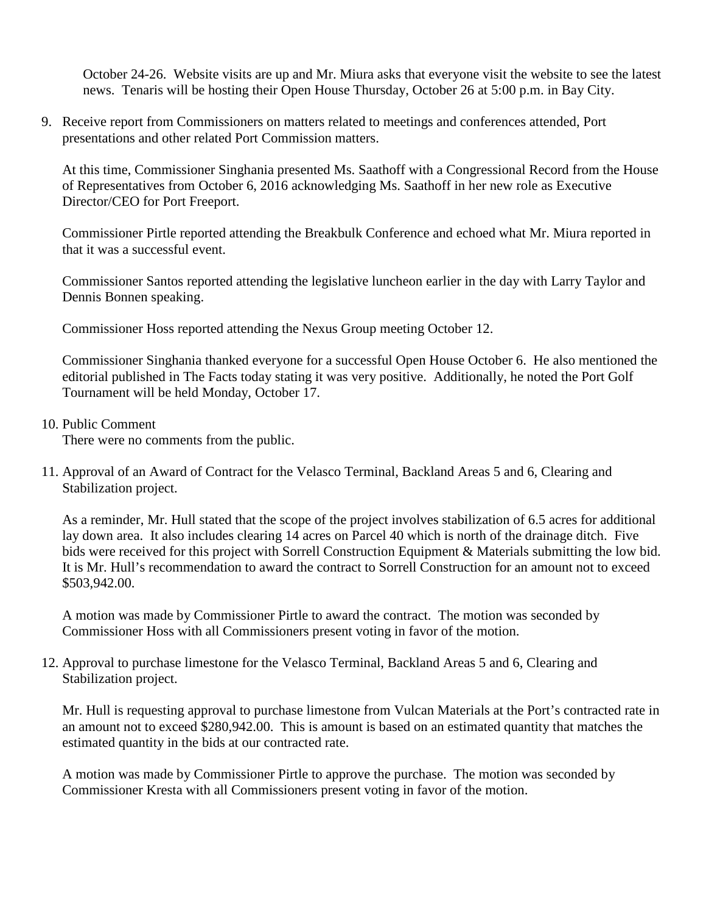October 24-26. Website visits are up and Mr. Miura asks that everyone visit the website to see the latest news. Tenaris will be hosting their Open House Thursday, October 26 at 5:00 p.m. in Bay City.

9. Receive report from Commissioners on matters related to meetings and conferences attended, Port presentations and other related Port Commission matters.

   At this time, Commissioner Singhania presented Ms. Saathoff with a Congressional Record from the House of Representatives from October 6, 2016 acknowledging Ms. Saathoff in her new role as Executive Director/CEO for Port Freeport.

   Commissioner Pirtle reported attending the Breakbulk Conference and echoed what Mr. Miura reported in that it was a successful event.

   Commissioner Santos reported attending the legislative luncheon earlier in the day with Larry Taylor and Dennis Bonnen speaking.

   Commissioner Hoss reported attending the Nexus Group meeting October 12.

   Commissioner Singhania thanked everyone for a successful Open House October 6. He also mentioned the editorial published in The Facts today stating it was very positive. Additionally, he noted the Port Golf Tournament will be held Monday, October 17.

10. Public Comment
    There were no comments from the public.

11. Approval of an Award of Contract for the Velasco Terminal, Backland Areas 5 and 6, Clearing and Stabilization project.

    As a reminder, Mr. Hull stated that the scope of the project involves stabilization of 6.5 acres for additional lay down area. It also includes clearing 14 acres on Parcel 40 which is north of the drainage ditch. Five bids were received for this project with Sorrell Construction Equipment & Materials submitting the low bid. It is Mr. Hull's recommendation to award the contract to Sorrell Construction for an amount not to exceed $503,942.00.

    A motion was made by Commissioner Pirtle to award the contract. The motion was seconded by Commissioner Hoss with all Commissioners present voting in favor of the motion.

12. Approval to purchase limestone for the Velasco Terminal, Backland Areas 5 and 6, Clearing and Stabilization project.

    Mr. Hull is requesting approval to purchase limestone from Vulcan Materials at the Port's contracted rate in an amount not to exceed $280,942.00. This is amount is based on an estimated quantity that matches the estimated quantity in the bids at our contracted rate.

    A motion was made by Commissioner Pirtle to approve the purchase. The motion was seconded by Commissioner Kresta with all Commissioners present voting in favor of the motion.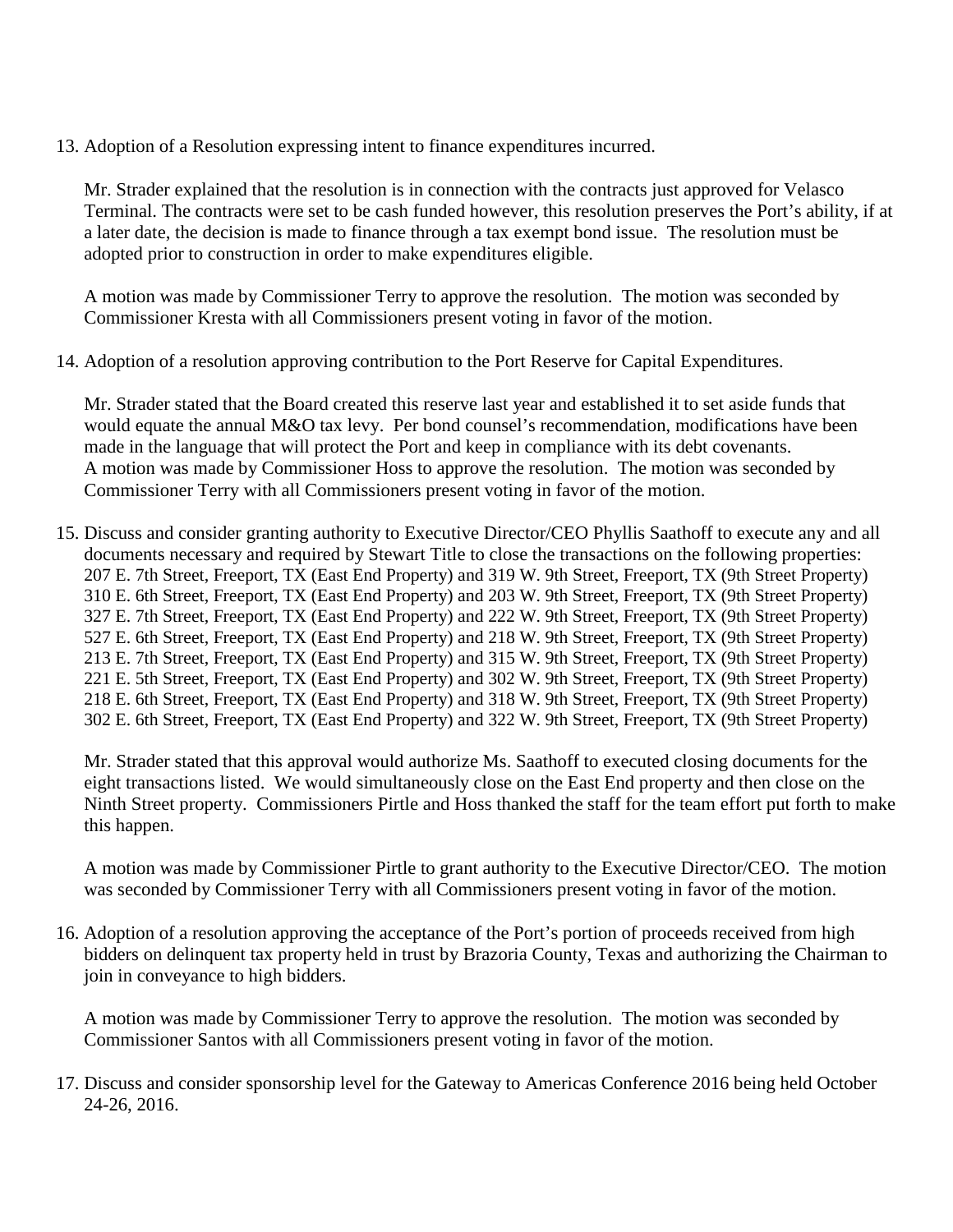13. Adoption of a Resolution expressing intent to finance expenditures incurred.

    Mr. Strader explained that the resolution is in connection with the contracts just approved for Velasco Terminal. The contracts were set to be cash funded however, this resolution preserves the Port's ability, if at a later date, the decision is made to finance through a tax exempt bond issue. The resolution must be adopted prior to construction in order to make expenditures eligible.

    A motion was made by Commissioner Terry to approve the resolution. The motion was seconded by Commissioner Kresta with all Commissioners present voting in favor of the motion.

14. Adoption of a resolution approving contribution to the Port Reserve for Capital Expenditures.

    Mr. Strader stated that the Board created this reserve last year and established it to set aside funds that would equate the annual M&O tax levy. Per bond counsel's recommendation, modifications have been made in the language that will protect the Port and keep in compliance with its debt covenants.
    A motion was made by Commissioner Hoss to approve the resolution. The motion was seconded by Commissioner Terry with all Commissioners present voting in favor of the motion.

15. Discuss and consider granting authority to Executive Director/CEO Phyllis Saathoff to execute any and all documents necessary and required by Stewart Title to close the transactions on the following properties:
    207 E. 7th Street, Freeport, TX (East End Property) and 319 W. 9th Street, Freeport, TX (9th Street Property)
    310 E. 6th Street, Freeport, TX (East End Property) and 203 W. 9th Street, Freeport, TX (9th Street Property)
    327 E. 7th Street, Freeport, TX (East End Property) and 222 W. 9th Street, Freeport, TX (9th Street Property)
    527 E. 6th Street, Freeport, TX (East End Property) and 218 W. 9th Street, Freeport, TX (9th Street Property)
    213 E. 7th Street, Freeport, TX (East End Property) and 315 W. 9th Street, Freeport, TX (9th Street Property)
    221 E. 5th Street, Freeport, TX (East End Property) and 302 W. 9th Street, Freeport, TX (9th Street Property)
    218 E. 6th Street, Freeport, TX (East End Property) and 318 W. 9th Street, Freeport, TX (9th Street Property)
    302 E. 6th Street, Freeport, TX (East End Property) and 322 W. 9th Street, Freeport, TX (9th Street Property)

    Mr. Strader stated that this approval would authorize Ms. Saathoff to executed closing documents for the eight transactions listed. We would simultaneously close on the East End property and then close on the Ninth Street property. Commissioners Pirtle and Hoss thanked the staff for the team effort put forth to make this happen.

    A motion was made by Commissioner Pirtle to grant authority to the Executive Director/CEO. The motion was seconded by Commissioner Terry with all Commissioners present voting in favor of the motion.

16. Adoption of a resolution approving the acceptance of the Port's portion of proceeds received from high bidders on delinquent tax property held in trust by Brazoria County, Texas and authorizing the Chairman to join in conveyance to high bidders.

    A motion was made by Commissioner Terry to approve the resolution. The motion was seconded by Commissioner Santos with all Commissioners present voting in favor of the motion.

17. Discuss and consider sponsorship level for the Gateway to Americas Conference 2016 being held October 24-26, 2016.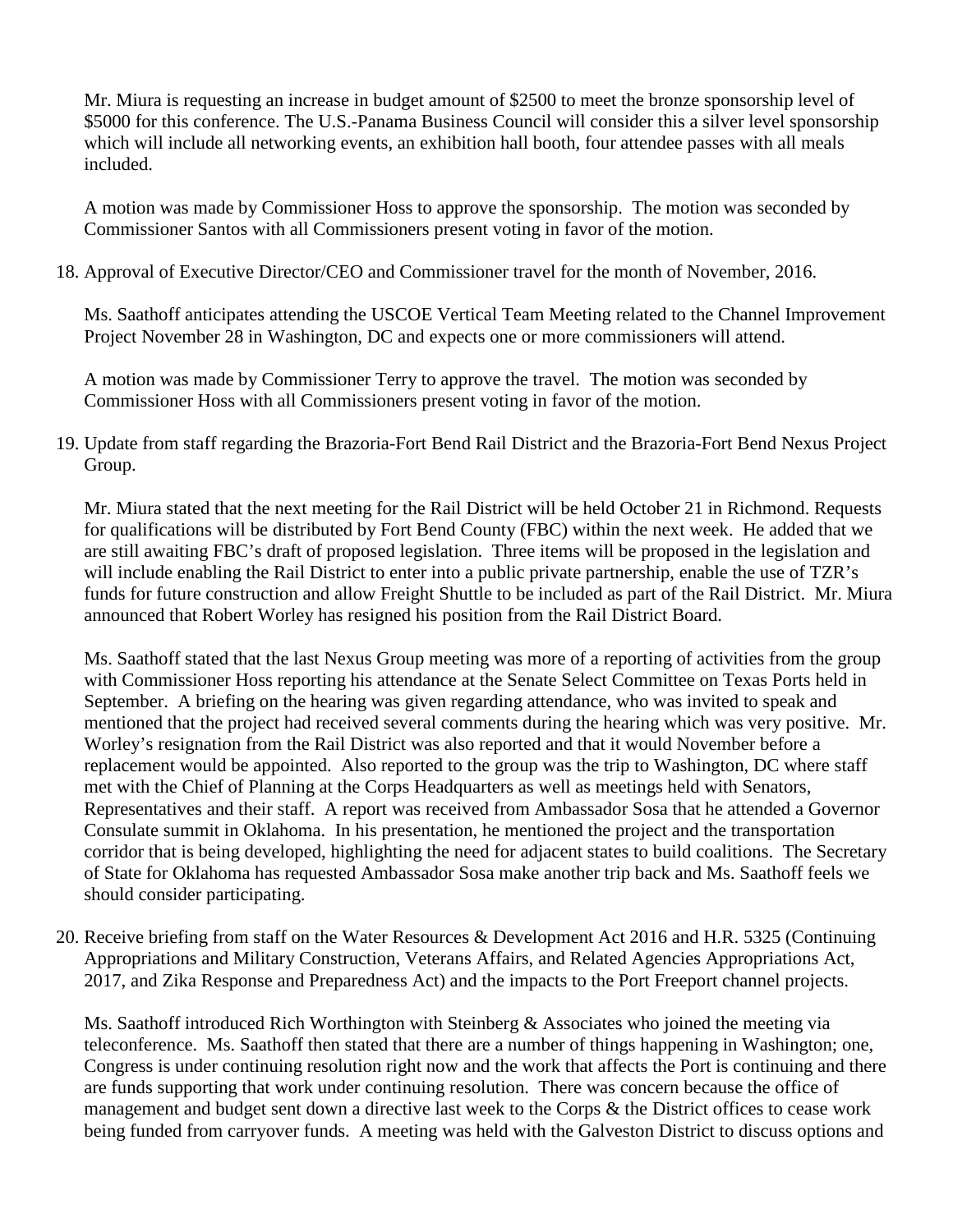Mr. Miura is requesting an increase in budget amount of $2500 to meet the bronze sponsorship level of $5000 for this conference. The U.S.-Panama Business Council will consider this a silver level sponsorship which will include all networking events, an exhibition hall booth, four attendee passes with all meals included.

A motion was made by Commissioner Hoss to approve the sponsorship. The motion was seconded by Commissioner Santos with all Commissioners present voting in favor of the motion.

18. Approval of Executive Director/CEO and Commissioner travel for the month of November, 2016.

    Ms. Saathoff anticipates attending the USCOE Vertical Team Meeting related to the Channel Improvement Project November 28 in Washington, DC and expects one or more commissioners will attend.

    A motion was made by Commissioner Terry to approve the travel. The motion was seconded by Commissioner Hoss with all Commissioners present voting in favor of the motion.

19. Update from staff regarding the Brazoria-Fort Bend Rail District and the Brazoria-Fort Bend Nexus Project Group.

    Mr. Miura stated that the next meeting for the Rail District will be held October 21 in Richmond. Requests for qualifications will be distributed by Fort Bend County (FBC) within the next week. He added that we are still awaiting FBC's draft of proposed legislation. Three items will be proposed in the legislation and will include enabling the Rail District to enter into a public private partnership, enable the use of TZR's funds for future construction and allow Freight Shuttle to be included as part of the Rail District. Mr. Miura announced that Robert Worley has resigned his position from the Rail District Board.

    Ms. Saathoff stated that the last Nexus Group meeting was more of a reporting of activities from the group with Commissioner Hoss reporting his attendance at the Senate Select Committee on Texas Ports held in September. A briefing on the hearing was given regarding attendance, who was invited to speak and mentioned that the project had received several comments during the hearing which was very positive. Mr. Worley's resignation from the Rail District was also reported and that it would November before a replacement would be appointed. Also reported to the group was the trip to Washington, DC where staff met with the Chief of Planning at the Corps Headquarters as well as meetings held with Senators, Representatives and their staff. A report was received from Ambassador Sosa that he attended a Governor Consulate summit in Oklahoma. In his presentation, he mentioned the project and the transportation corridor that is being developed, highlighting the need for adjacent states to build coalitions. The Secretary of State for Oklahoma has requested Ambassador Sosa make another trip back and Ms. Saathoff feels we should consider participating.

20. Receive briefing from staff on the Water Resources & Development Act 2016 and H.R. 5325 (Continuing Appropriations and Military Construction, Veterans Affairs, and Related Agencies Appropriations Act, 2017, and Zika Response and Preparedness Act) and the impacts to the Port Freeport channel projects.

    Ms. Saathoff introduced Rich Worthington with Steinberg & Associates who joined the meeting via teleconference. Ms. Saathoff then stated that there are a number of things happening in Washington; one, Congress is under continuing resolution right now and the work that affects the Port is continuing and there are funds supporting that work under continuing resolution. There was concern because the office of management and budget sent down a directive last week to the Corps & the District offices to cease work being funded from carryover funds. A meeting was held with the Galveston District to discuss options and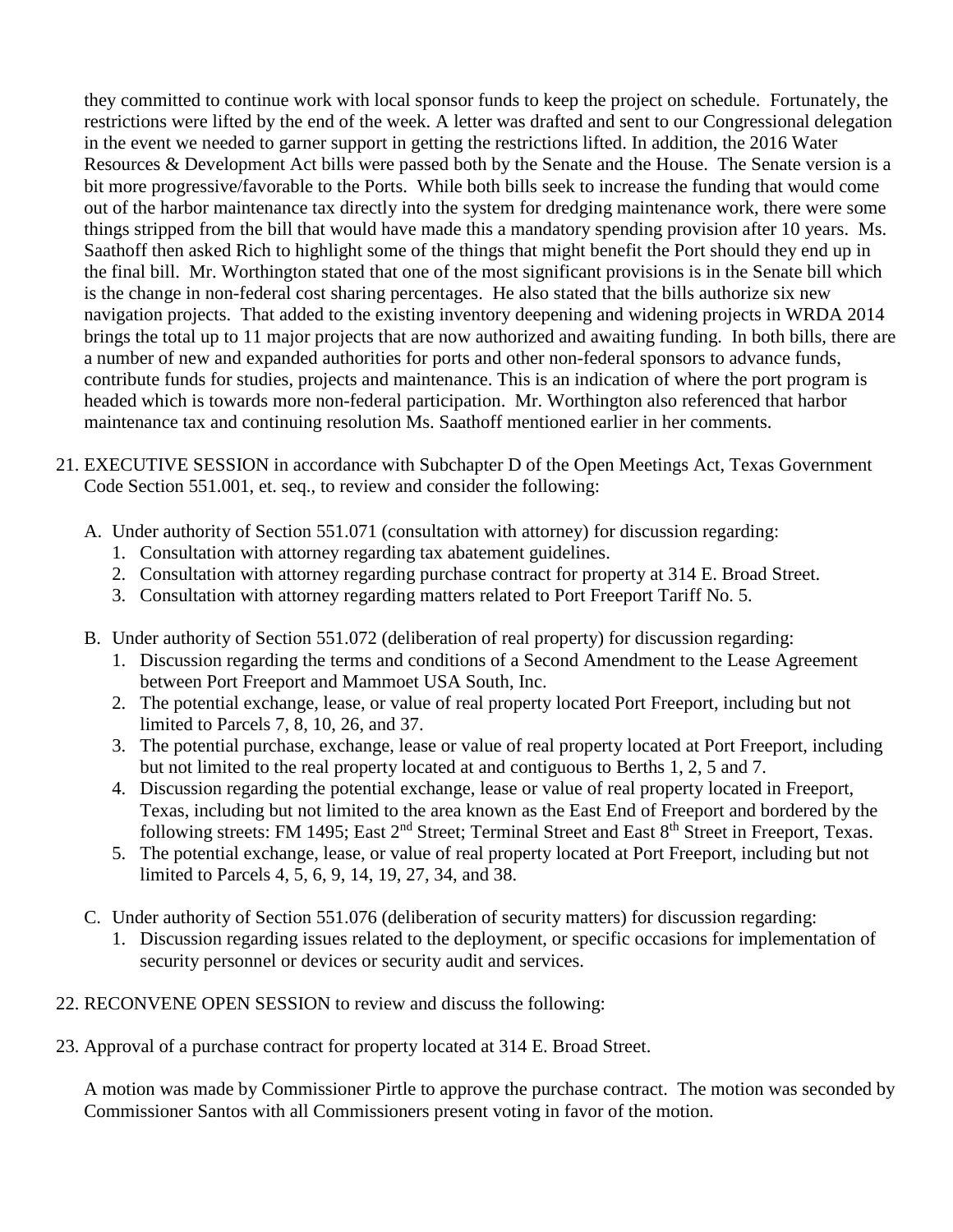they committed to continue work with local sponsor funds to keep the project on schedule. Fortunately, the restrictions were lifted by the end of the week. A letter was drafted and sent to our Congressional delegation in the event we needed to garner support in getting the restrictions lifted. In addition, the 2016 Water Resources & Development Act bills were passed both by the Senate and the House. The Senate version is a bit more progressive/favorable to the Ports. While both bills seek to increase the funding that would come out of the harbor maintenance tax directly into the system for dredging maintenance work, there were some things stripped from the bill that would have made this a mandatory spending provision after 10 years. Ms. Saathoff then asked Rich to highlight some of the things that might benefit the Port should they end up in the final bill. Mr. Worthington stated that one of the most significant provisions is in the Senate bill which is the change in non-federal cost sharing percentages. He also stated that the bills authorize six new navigation projects. That added to the existing inventory deepening and widening projects in WRDA 2014 brings the total up to 11 major projects that are now authorized and awaiting funding. In both bills, there are a number of new and expanded authorities for ports and other non-federal sponsors to advance funds, contribute funds for studies, projects and maintenance. This is an indication of where the port program is headed which is towards more non-federal participation. Mr. Worthington also referenced that harbor maintenance tax and continuing resolution Ms. Saathoff mentioned earlier in her comments.

21. EXECUTIVE SESSION in accordance with Subchapter D of the Open Meetings Act, Texas Government Code Section 551.001, et. seq., to review and consider the following:

    A. Under authority of Section 551.071 (consultation with attorney) for discussion regarding:
       1. Consultation with attorney regarding tax abatement guidelines.
       2. Consultation with attorney regarding purchase contract for property at 314 E. Broad Street.
       3. Consultation with attorney regarding matters related to Port Freeport Tariff No. 5.

    B. Under authority of Section 551.072 (deliberation of real property) for discussion regarding:
       1. Discussion regarding the terms and conditions of a Second Amendment to the Lease Agreement between Port Freeport and Mammoet USA South, Inc.
       2. The potential exchange, lease, or value of real property located Port Freeport, including but not limited to Parcels 7, 8, 10, 26, and 37.
       3. The potential purchase, exchange, lease or value of real property located at Port Freeport, including but not limited to the real property located at and contiguous to Berths 1, 2, 5 and 7.
       4. Discussion regarding the potential exchange, lease or value of real property located in Freeport, Texas, including but not limited to the area known as the East End of Freeport and bordered by the following streets: FM 1495; East 2nd Street; Terminal Street and East 8th Street in Freeport, Texas.
       5. The potential exchange, lease, or value of real property located at Port Freeport, including but not limited to Parcels 4, 5, 6, 9, 14, 19, 27, 34, and 38.

    C. Under authority of Section 551.076 (deliberation of security matters) for discussion regarding:
       1. Discussion regarding issues related to the deployment, or specific occasions for implementation of security personnel or devices or security audit and services.

22. RECONVENE OPEN SESSION to review and discuss the following:

23. Approval of a purchase contract for property located at 314 E. Broad Street.

    A motion was made by Commissioner Pirtle to approve the purchase contract. The motion was seconded by Commissioner Santos with all Commissioners present voting in favor of the motion.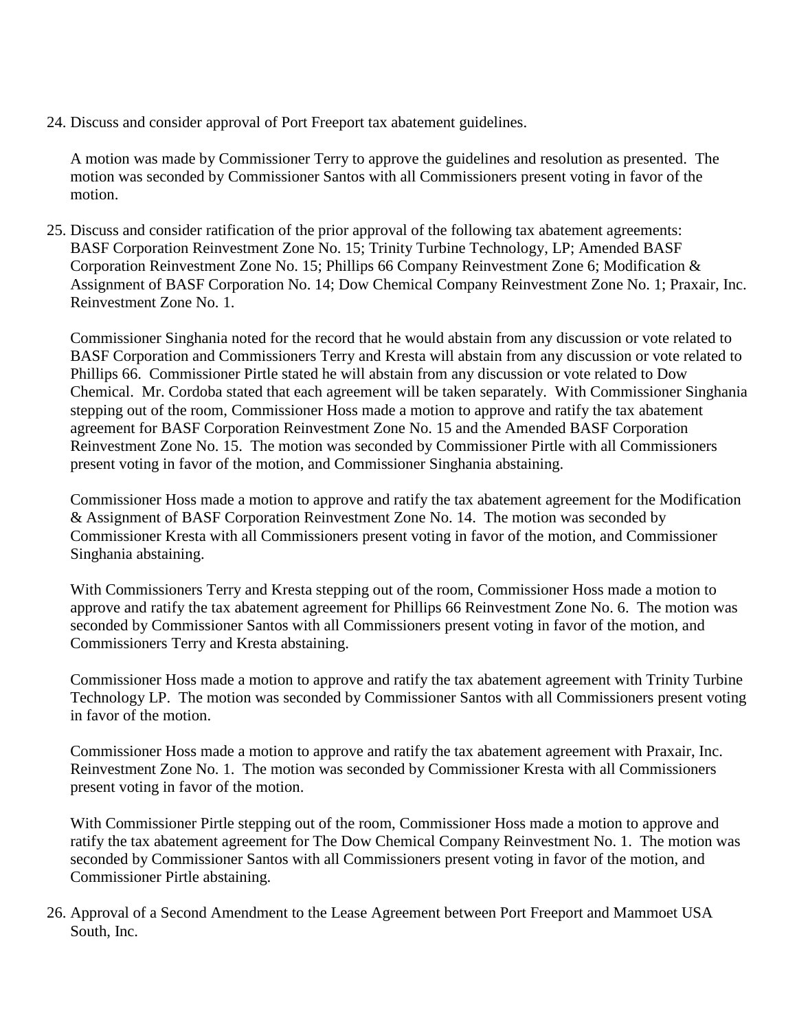24. Discuss and consider approval of Port Freeport tax abatement guidelines.

    A motion was made by Commissioner Terry to approve the guidelines and resolution as presented. The motion was seconded by Commissioner Santos with all Commissioners present voting in favor of the motion.

25. Discuss and consider ratification of the prior approval of the following tax abatement agreements: BASF Corporation Reinvestment Zone No. 15; Trinity Turbine Technology, LP; Amended BASF Corporation Reinvestment Zone No. 15; Phillips 66 Company Reinvestment Zone 6; Modification & Assignment of BASF Corporation No. 14; Dow Chemical Company Reinvestment Zone No. 1; Praxair, Inc. Reinvestment Zone No. 1.

    Commissioner Singhania noted for the record that he would abstain from any discussion or vote related to BASF Corporation and Commissioners Terry and Kresta will abstain from any discussion or vote related to Phillips 66. Commissioner Pirtle stated he will abstain from any discussion or vote related to Dow Chemical. Mr. Cordoba stated that each agreement will be taken separately. With Commissioner Singhania stepping out of the room, Commissioner Hoss made a motion to approve and ratify the tax abatement agreement for BASF Corporation Reinvestment Zone No. 15 and the Amended BASF Corporation Reinvestment Zone No. 15. The motion was seconded by Commissioner Pirtle with all Commissioners present voting in favor of the motion, and Commissioner Singhania abstaining.

    Commissioner Hoss made a motion to approve and ratify the tax abatement agreement for the Modification & Assignment of BASF Corporation Reinvestment Zone No. 14. The motion was seconded by Commissioner Kresta with all Commissioners present voting in favor of the motion, and Commissioner Singhania abstaining.

    With Commissioners Terry and Kresta stepping out of the room, Commissioner Hoss made a motion to approve and ratify the tax abatement agreement for Phillips 66 Reinvestment Zone No. 6. The motion was seconded by Commissioner Santos with all Commissioners present voting in favor of the motion, and Commissioners Terry and Kresta abstaining.

    Commissioner Hoss made a motion to approve and ratify the tax abatement agreement with Trinity Turbine Technology LP. The motion was seconded by Commissioner Santos with all Commissioners present voting in favor of the motion.

    Commissioner Hoss made a motion to approve and ratify the tax abatement agreement with Praxair, Inc. Reinvestment Zone No. 1. The motion was seconded by Commissioner Kresta with all Commissioners present voting in favor of the motion.

    With Commissioner Pirtle stepping out of the room, Commissioner Hoss made a motion to approve and ratify the tax abatement agreement for The Dow Chemical Company Reinvestment No. 1. The motion was seconded by Commissioner Santos with all Commissioners present voting in favor of the motion, and Commissioner Pirtle abstaining.

26. Approval of a Second Amendment to the Lease Agreement between Port Freeport and Mammoet USA South, Inc.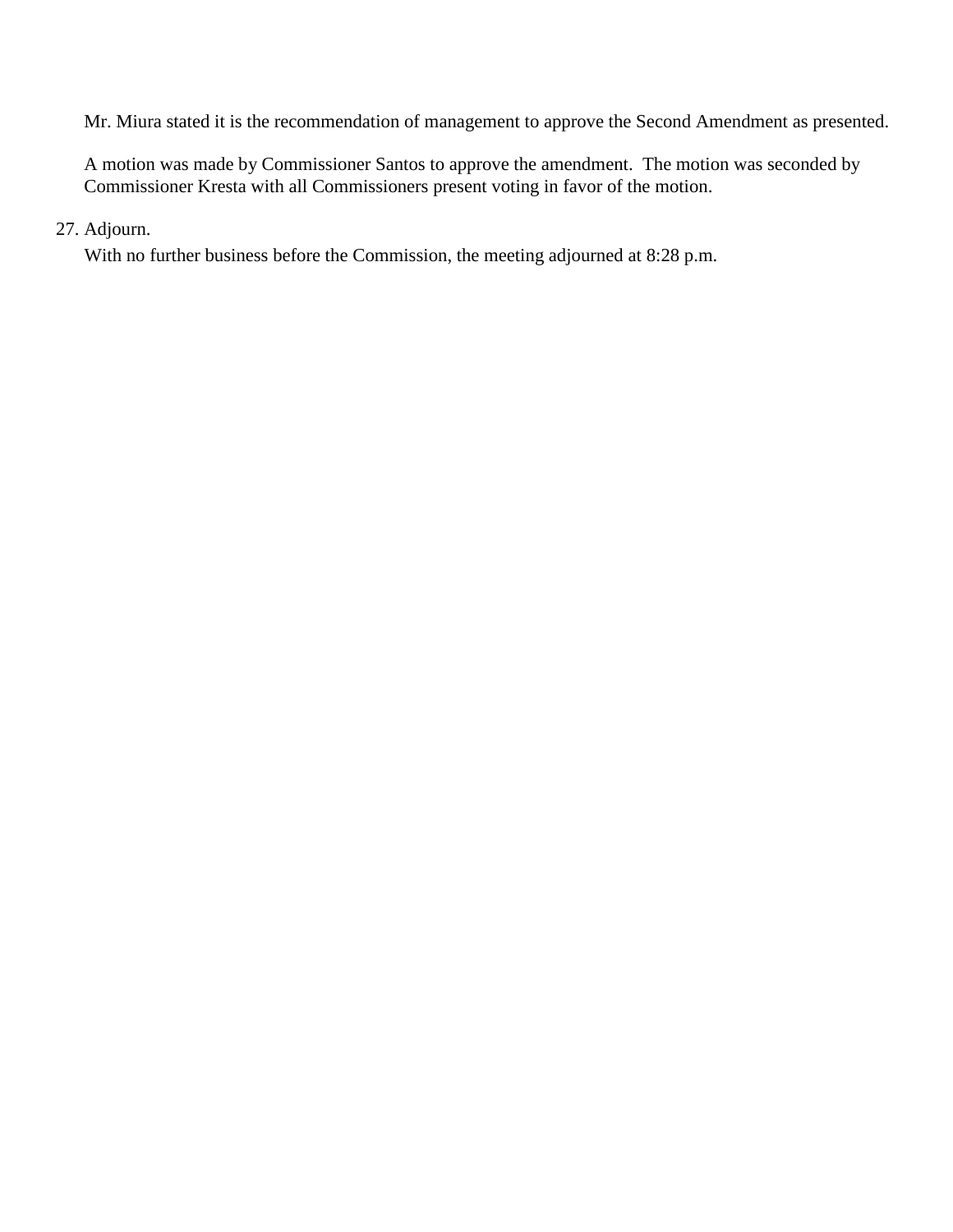Mr. Miura stated it is the recommendation of management to approve the Second Amendment as presented.

A motion was made by Commissioner Santos to approve the amendment. The motion was seconded by Commissioner Kresta with all Commissioners present voting in favor of the motion.

27. Adjourn.

With no further business before the Commission, the meeting adjourned at 8:28 p.m.